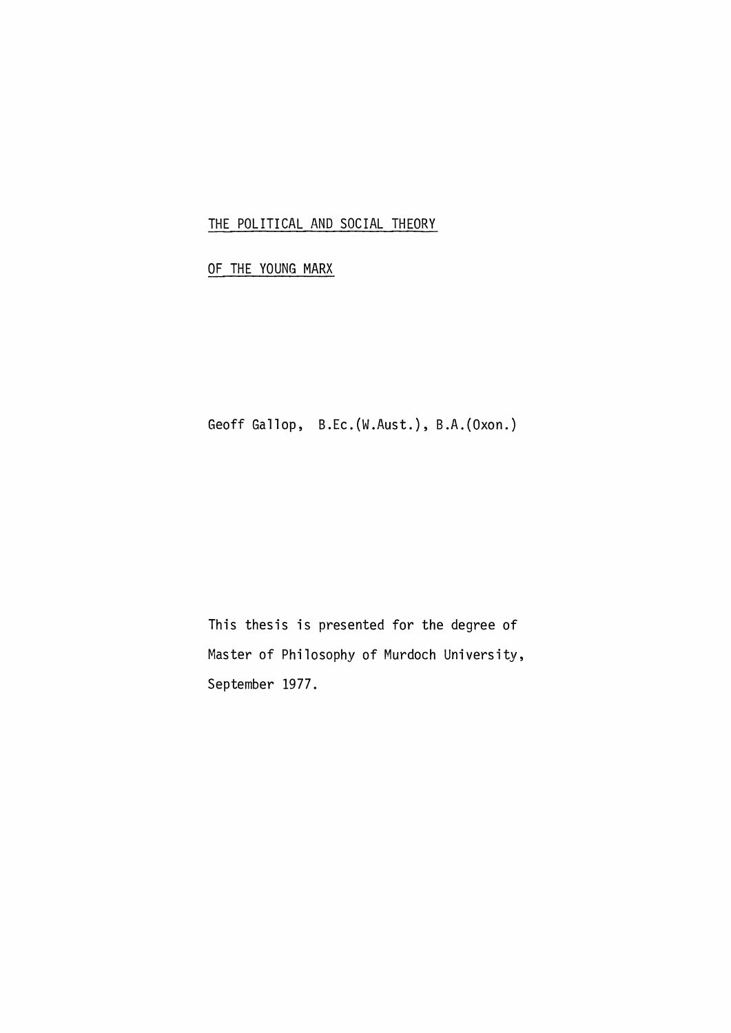# THE POLITICAL AND SOCIAL THEORY OF THE YOUNG MARX

Geoff Gallop, B.Ec.(W.Aust.), B.A.(Oxon.)

This thesis is presented for the degree of Master of Philosophy of Murdoch University, September 1977.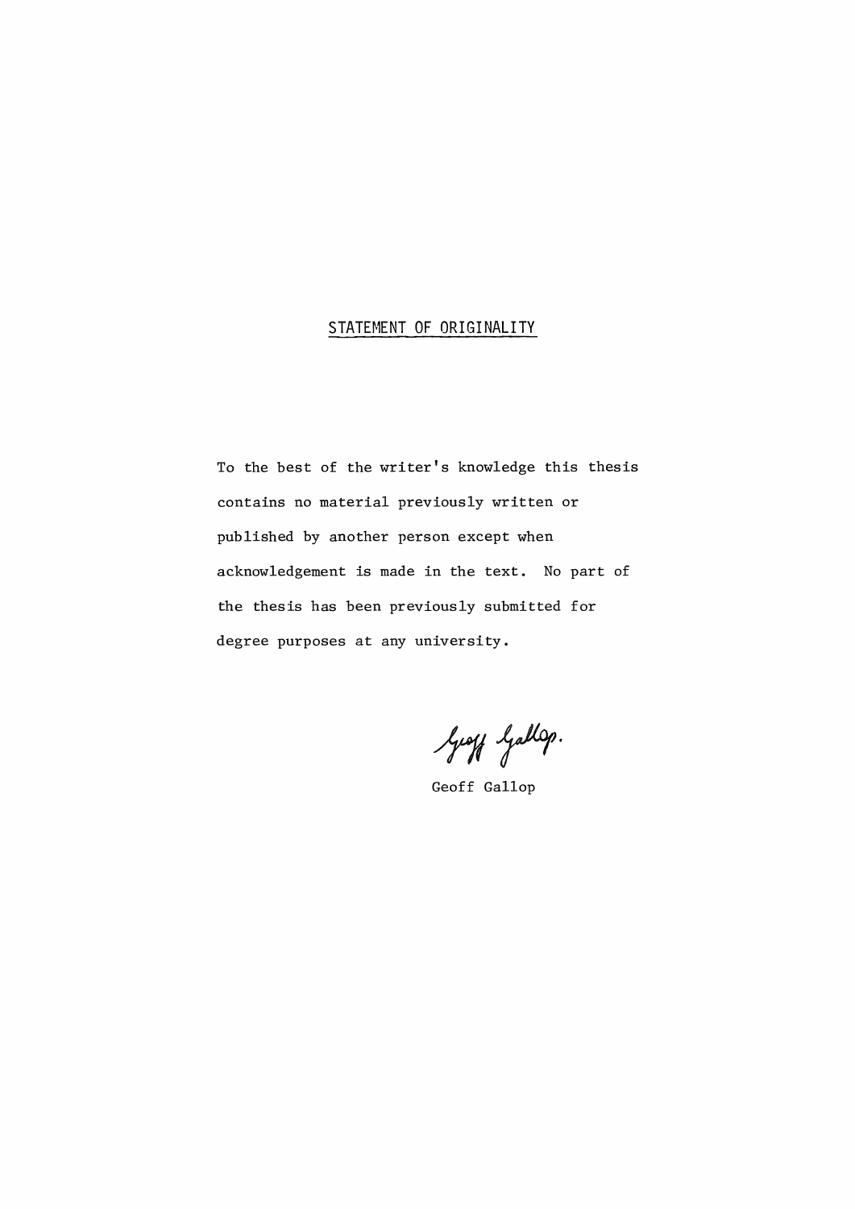## STATEMENT OF ORIGINALITY

To the best of the writer's knowledge this thesis contains no material previously written or published by another person except when acknowledgement is made in the text. No part of the thesis has been previously submitted for degree purposes at any university.

Geoff Gallop.

Geoff Gallop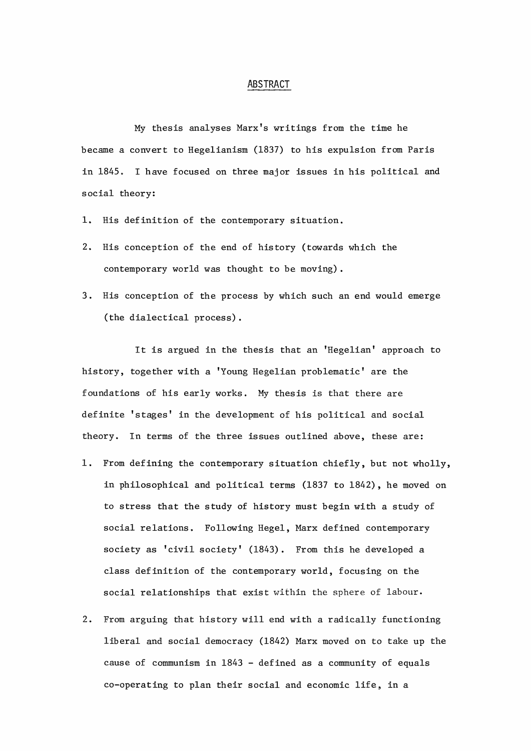# ABSTRACT

My thesis analyses Marx's writings from the time he became a convert to Hegelianism (1837) to his expulsion from Paris in 1845. I have focused on three major issues in his political and social theory:

1. His definition of the contemporary situation.
2. His conception of the end of history (towards which the contemporary world was thought to be moving).
3. His conception of the process by which such an end would emerge (the dialectical process).

It is argued in the thesis that an 'Hegelian' approach to history, together with a 'Young Hegelian problematic' are the foundations of his early works. My thesis is that there are definite 'stages' in the development of his political and social theory. In terms of the three issues outlined above, these are:

1. From defining the contemporary situation chiefly, but not wholly, in philosophical and political terms (1837 to 1842), he moved on to stress that the study of history must begin with a study of social relations. Following Hegel, Marx defined contemporary society as 'civil society' (1843). From this he developed a class definition of the contemporary world, focusing on the social relationships that exist within the sphere of labour.
2. From arguing that history will end with a radically functioning liberal and social democracy (1842) Marx moved on to take up the cause of communism in 1843 - defined as a community of equals co-operating to plan their social and economic life, in a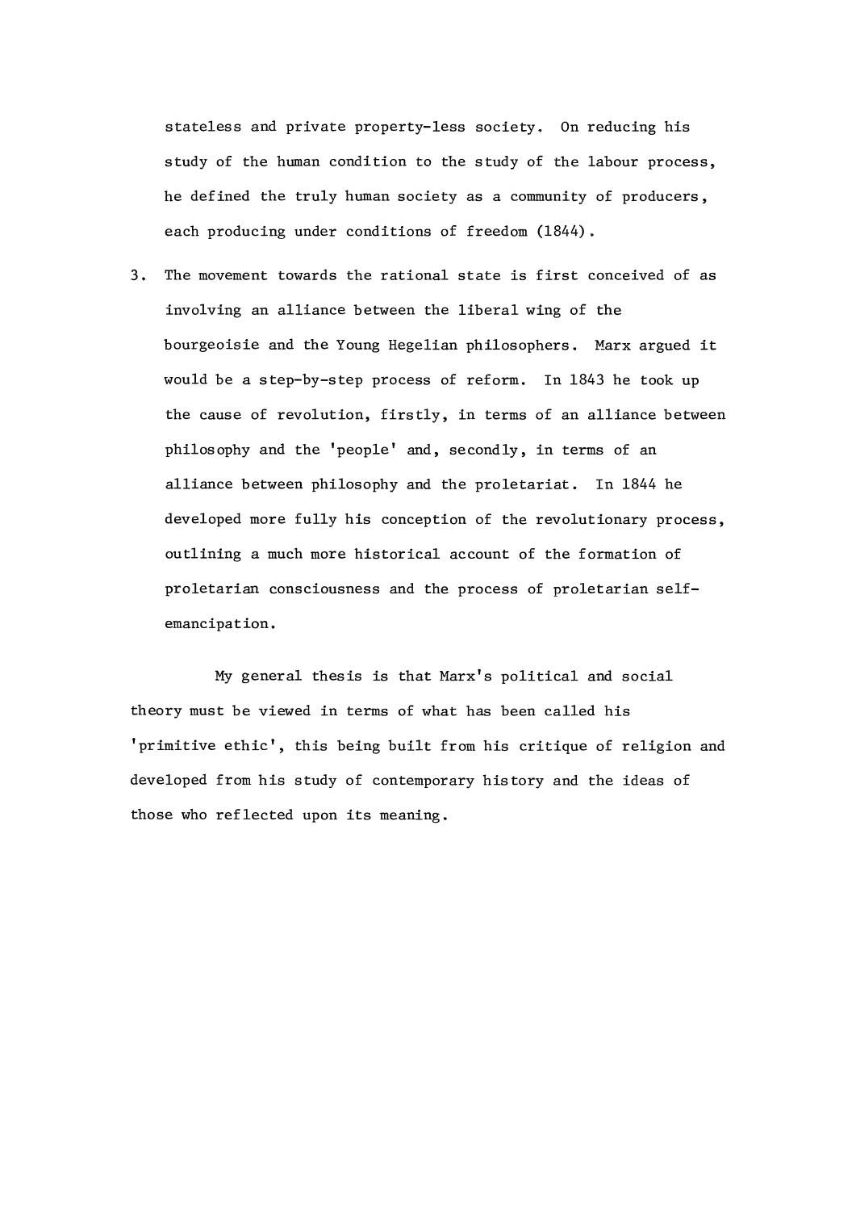stateless and private property-less society. On reducing his study of the human condition to the study of the labour process, he defined the truly human society as a community of producers, each producing under conditions of freedom (1844).

3. The movement towards the rational state is first conceived of as involving an alliance between the liberal wing of the bourgeoisie and the Young Hegelian philosophers. Marx argued it would be a step-by-step process of reform. In 1843 he took up the cause of revolution, firstly, in terms of an alliance between philosophy and the 'people' and, secondly, in terms of an alliance between philosophy and the proletariat. In 1844 he developed more fully his conception of the revolutionary process, outlining a much more historical account of the formation of proletarian consciousness and the process of proletarian self-emancipation.

My general thesis is that Marx's political and social theory must be viewed in terms of what has been called his 'primitive ethic', this being built from his critique of religion and developed from his study of contemporary history and the ideas of those who reflected upon its meaning.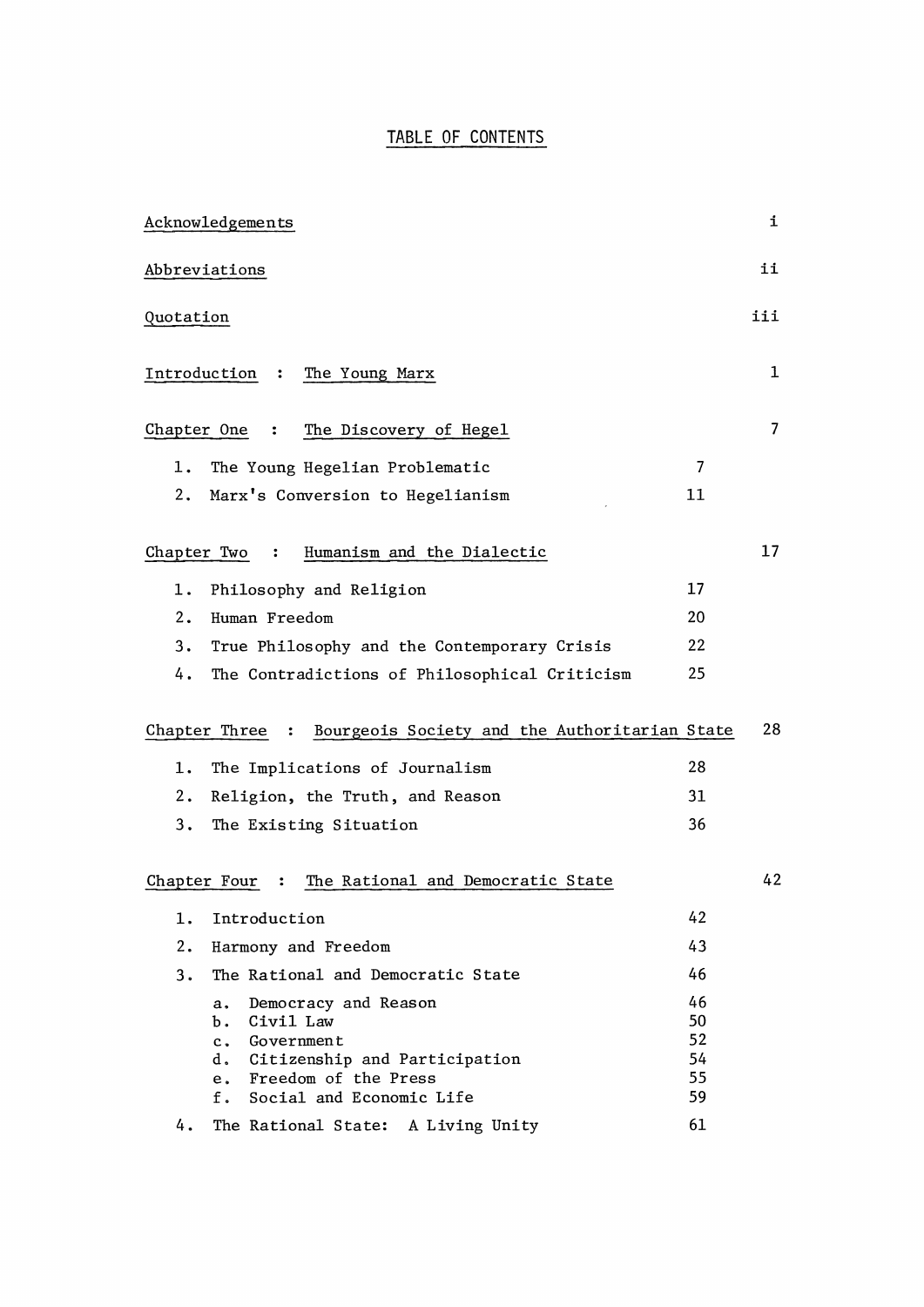# TABLE OF CONTENTS

| | | |
|---|---|---|
| Acknowledgements | | i |
| Abbreviations | | ii |
| Quotation | | iii |
| Introduction : The Young Marx | | 1 |
| Chapter One : The Discovery of Hegel | | 7 |
| 1. The Young Hegelian Problematic | 7 | |
| 2. Marx's Conversion to Hegelianism | 11 | |
| Chapter Two : Humanism and the Dialectic | | 17 |
| 1. Philosophy and Religion | 17 | |
| 2. Human Freedom | 20 | |
| 3. True Philosophy and the Contemporary Crisis | 22 | |
| 4. The Contradictions of Philosophical Criticism | 25 | |
| Chapter Three : Bourgeois Society and the Authoritarian State | | 28 |
| 1. The Implications of Journalism | 28 | |
| 2. Religion, the Truth, and Reason | 31 | |
| 3. The Existing Situation | 36 | |
| Chapter Four : The Rational and Democratic State | | 42 |
| 1. Introduction | 42 | |
| 2. Harmony and Freedom | 43 | |
| 3. The Rational and Democratic State | 46 | |
| a. Democracy and Reason | 46 | |
| b. Civil Law | 50 | |
| c. Government | 52 | |
| d. Citizenship and Participation | 54 | |
| e. Freedom of the Press | 55 | |
| f. Social and Economic Life | 59 | |
| 4. The Rational State: A Living Unity | 61 | |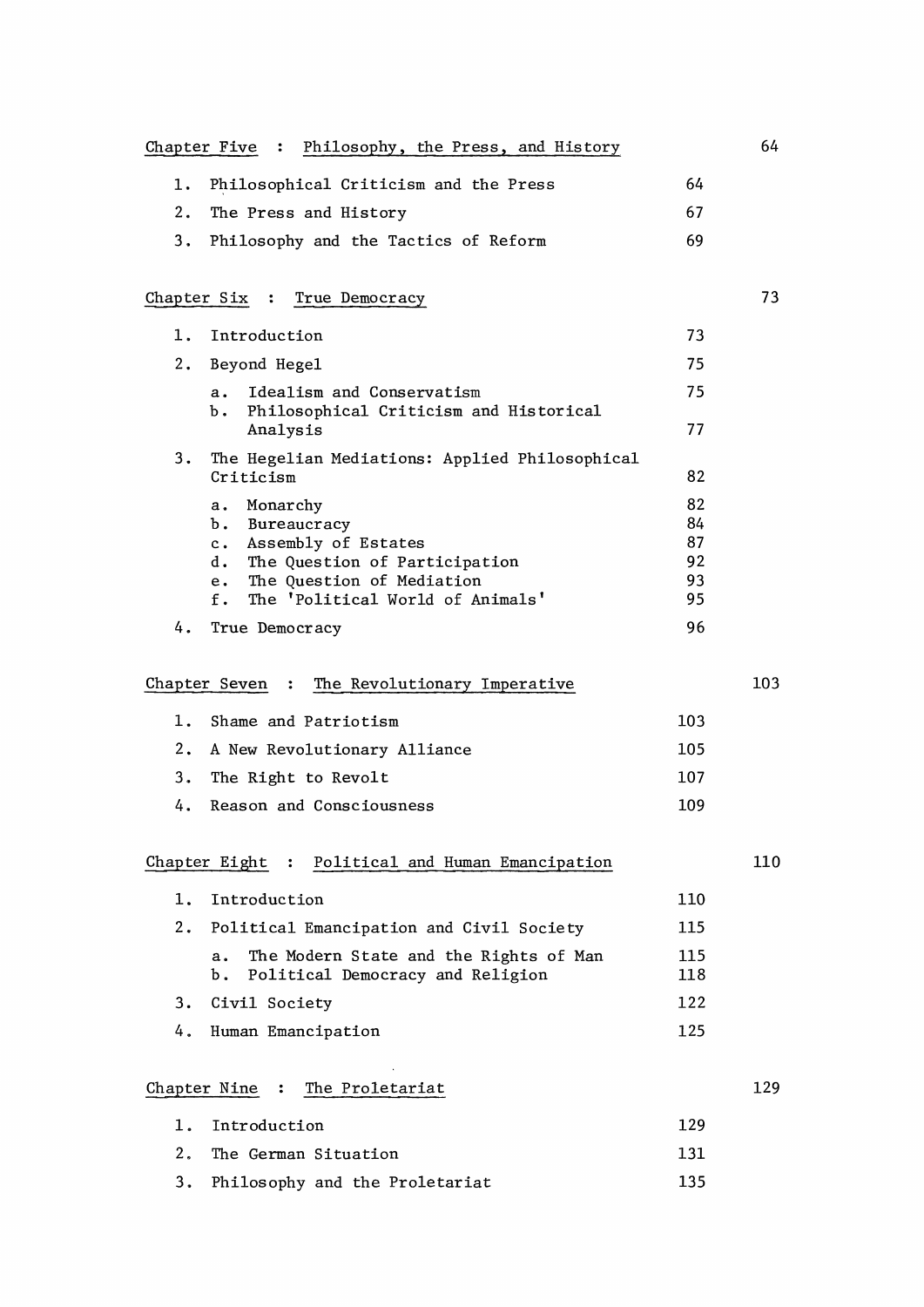| Chapter Five : Philosophy, the Press, and History | | 64 |
|---|---|---|
| 1. Philosophical Criticism and the Press | 64 | |
| 2. The Press and History | 67 | |
| 3. Philosophy and the Tactics of Reform | 69 | |
| | | |
| Chapter Six : True Democracy | | 73 |
| 1. Introduction | 73 | |
| 2. Beyond Hegel | 75 | |
| a. Idealism and Conservatism | 75 | |
| b. Philosophical Criticism and Historical Analysis | 77 | |
| 3. The Hegelian Mediations: Applied Philosophical Criticism | 82 | |
| a. Monarchy | 82 | |
| b. Bureaucracy | 84 | |
| c. Assembly of Estates | 87 | |
| d. The Question of Participation | 92 | |
| e. The Question of Mediation | 93 | |
| f. The 'Political World of Animals' | 95 | |
| 4. True Democracy | 96 | |
| | | |
| Chapter Seven : The Revolutionary Imperative | | 103 |
| 1. Shame and Patriotism | 103 | |
| 2. A New Revolutionary Alliance | 105 | |
| 3. The Right to Revolt | 107 | |
| 4. Reason and Consciousness | 109 | |
| | | |
| Chapter Eight : Political and Human Emancipation | | 110 |
| 1. Introduction | 110 | |
| 2. Political Emancipation and Civil Society | 115 | |
| a. The Modern State and the Rights of Man | 115 | |
| b. Political Democracy and Religion | 118 | |
| 3. Civil Society | 122 | |
| 4. Human Emancipation | 125 | |
| | | |
| Chapter Nine : The Proletariat | | 129 |
| 1. Introduction | 129 | |
| 2. The German Situation | 131 | |
| 3. Philosophy and the Proletariat | 135 | |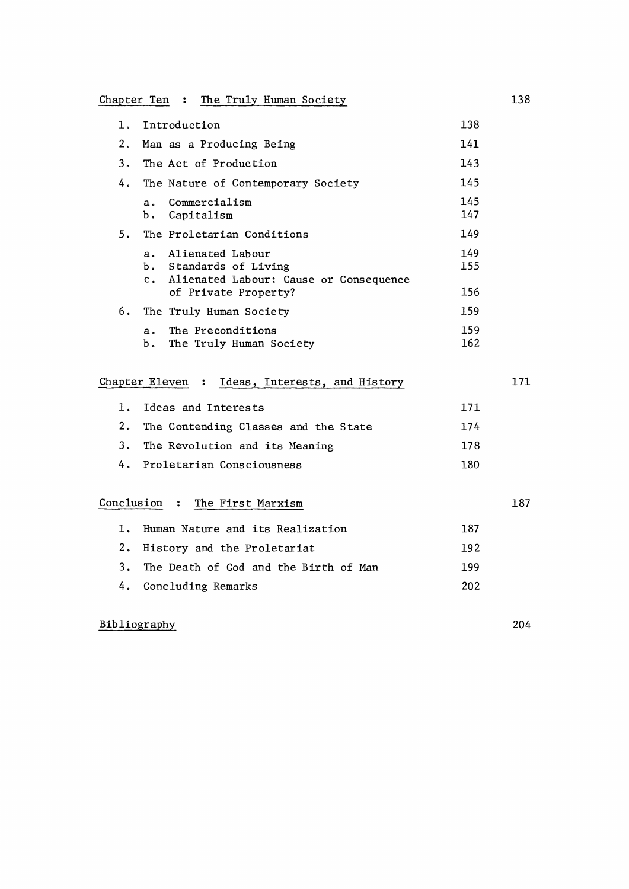| | | |
|---|---|---|
| Chapter Ten : The Truly Human Society | | 138 |
| 1. Introduction | 138 | |
| 2. Man as a Producing Being | 141 | |
| 3. The Act of Production | 143 | |
| 4. The Nature of Contemporary Society | 145 | |
| a. Commercialism | 145 | |
| b. Capitalism | 147 | |
| 5. The Proletarian Conditions | 149 | |
| a. Alienated Labour | 149 | |
| b. Standards of Living | 155 | |
| c. Alienated Labour: Cause or Consequence of Private Property? | 156 | |
| 6. The Truly Human Society | 159 | |
| a. The Preconditions | 159 | |
| b. The Truly Human Society | 162 | |
| Chapter Eleven : Ideas, Interests, and History | | 171 |
| 1. Ideas and Interests | 171 | |
| 2. The Contending Classes and the State | 174 | |
| 3. The Revolution and its Meaning | 178 | |
| 4. Proletarian Consciousness | 180 | |
| Conclusion : The First Marxism | | 187 |
| 1. Human Nature and its Realization | 187 | |
| 2. History and the Proletariat | 192 | |
| 3. The Death of God and the Birth of Man | 199 | |
| 4. Concluding Remarks | 202 | |
| Bibliography | | 204 |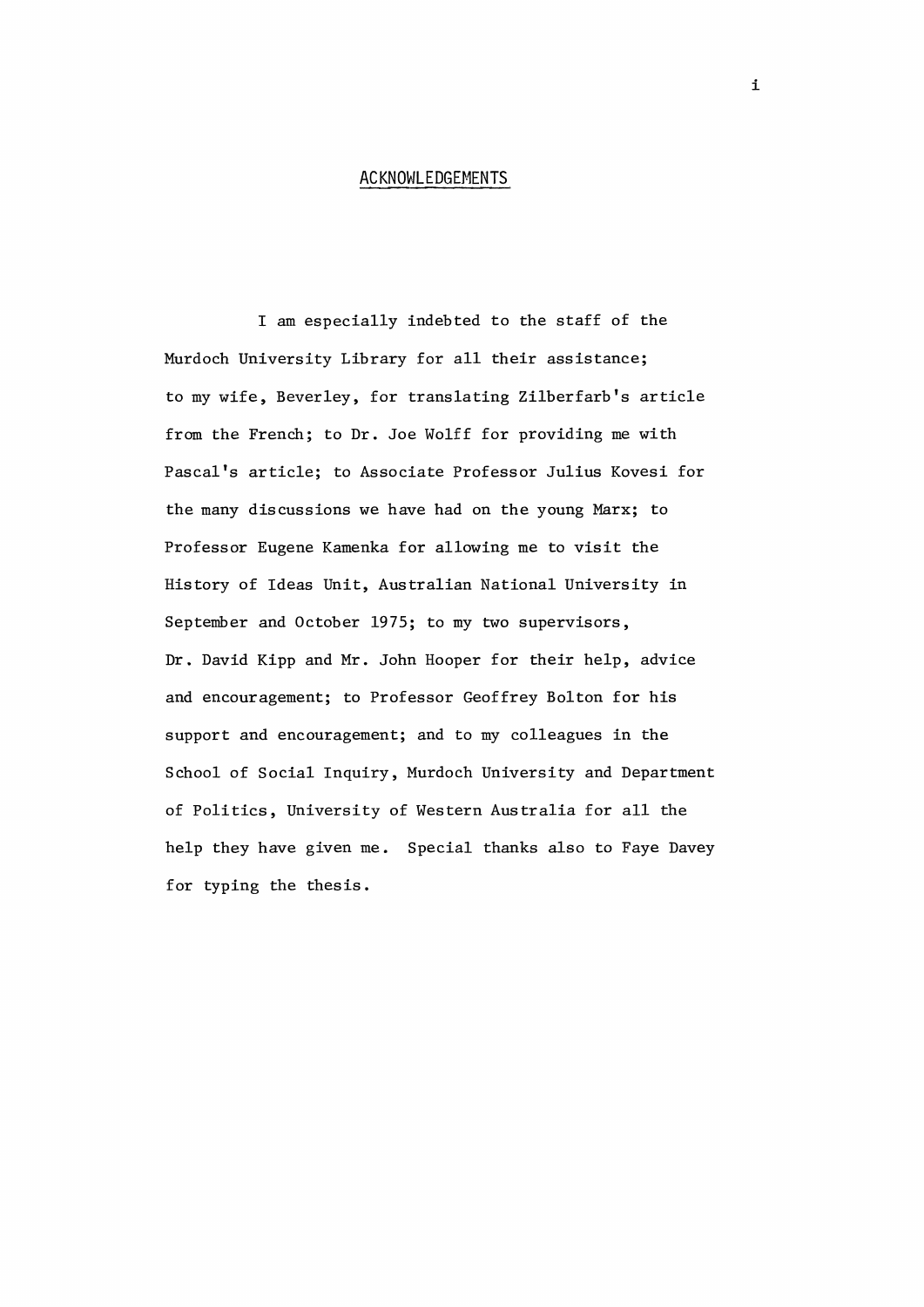# ACKNOWLEDGEMENTS

I am especially indebted to the staff of the Murdoch University Library for all their assistance; to my wife, Beverley, for translating Zilberfarb's article from the French; to Dr. Joe Wolff for providing me with Pascal's article; to Associate Professor Julius Kovesi for the many discussions we have had on the young Marx; to Professor Eugene Kamenka for allowing me to visit the History of Ideas Unit, Australian National University in September and October 1975; to my two supervisors, Dr. David Kipp and Mr. John Hooper for their help, advice and encouragement; to Professor Geoffrey Bolton for his support and encouragement; and to my colleagues in the School of Social Inquiry, Murdoch University and Department of Politics, University of Western Australia for all the help they have given me. Special thanks also to Faye Davey for typing the thesis.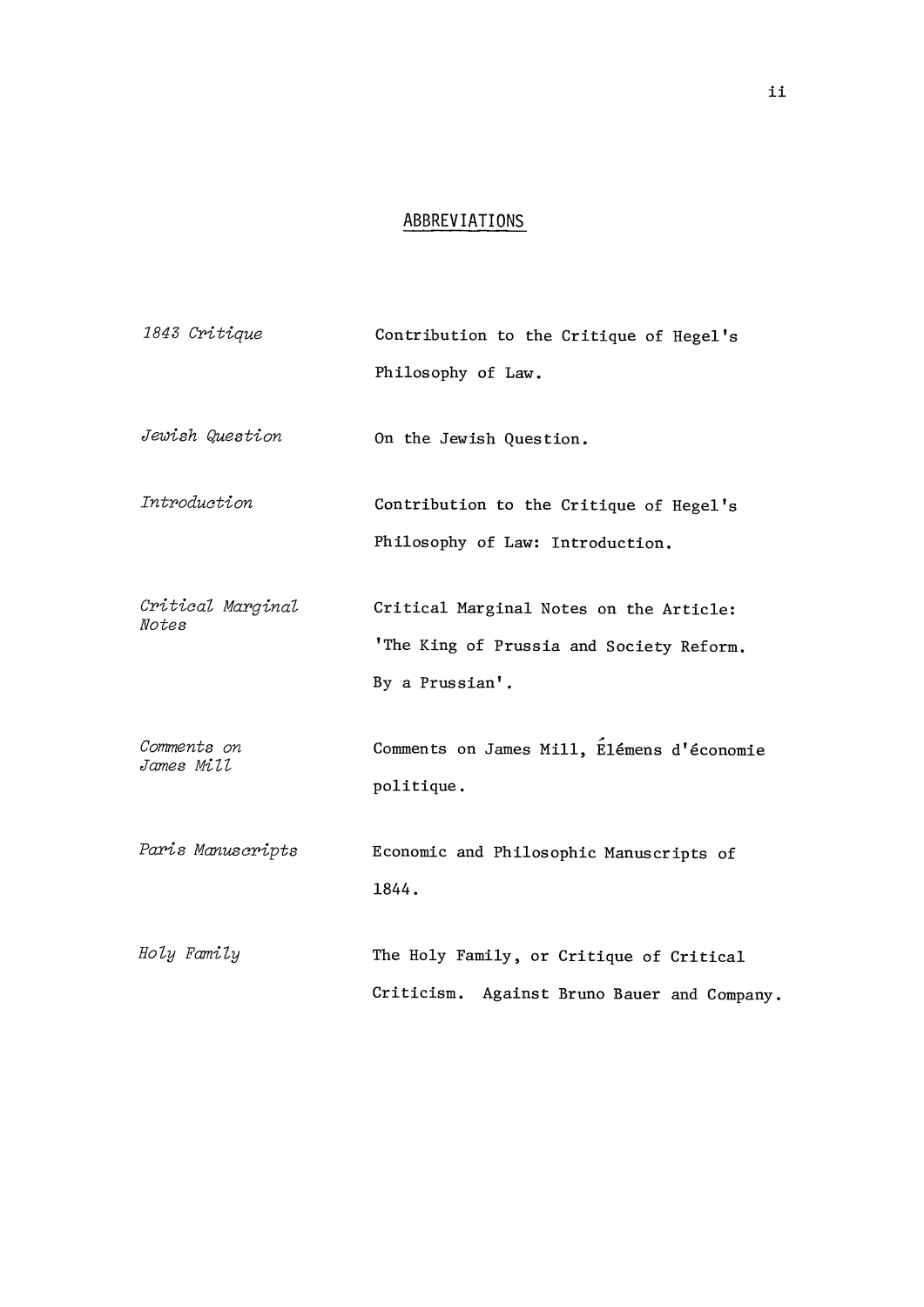## ABBREVIATIONS

| | |
|---|---|
| *1843 Critique* | Contribution to the Critique of Hegel's Philosophy of Law. |
| *Jewish Question* | On the Jewish Question. |
| *Introduction* | Contribution to the Critique of Hegel's Philosophy of Law: Introduction. |
| *Critical Marginal Notes* | Critical Marginal Notes on the Article: 'The King of Prussia and Society Reform. By a Prussian'. |
| *Comments on James Mill* | Comments on James Mill, Élémens d'économie politique. |
| *Paris Manuscripts* | Economic and Philosophic Manuscripts of 1844. |
| *Holy Family* | The Holy Family, or Critique of Critical Criticism. Against Bruno Bauer and Company. |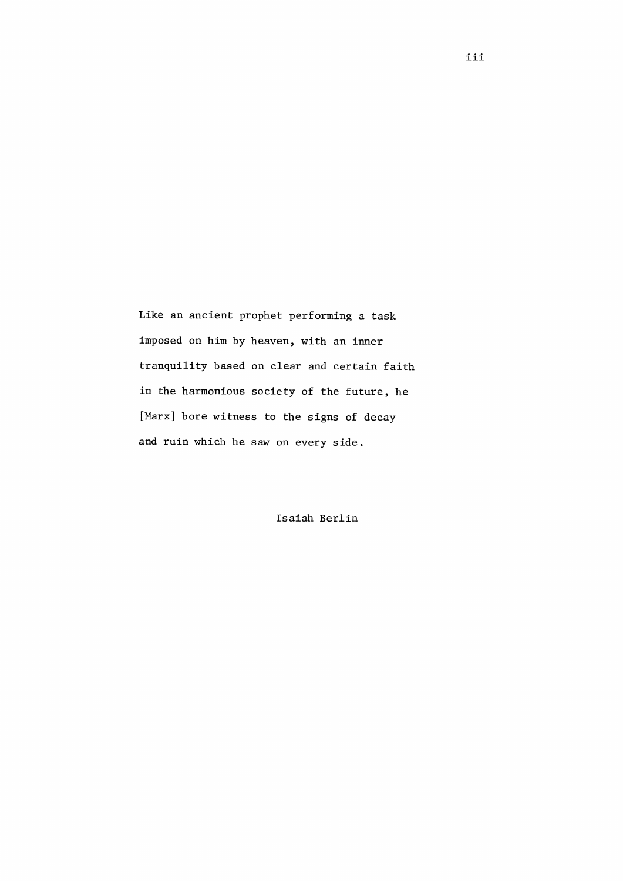Like an ancient prophet performing a task imposed on him by heaven, with an inner tranquility based on clear and certain faith in the harmonious society of the future, he [Marx] bore witness to the signs of decay and ruin which he saw on every side.

Isaiah Berlin